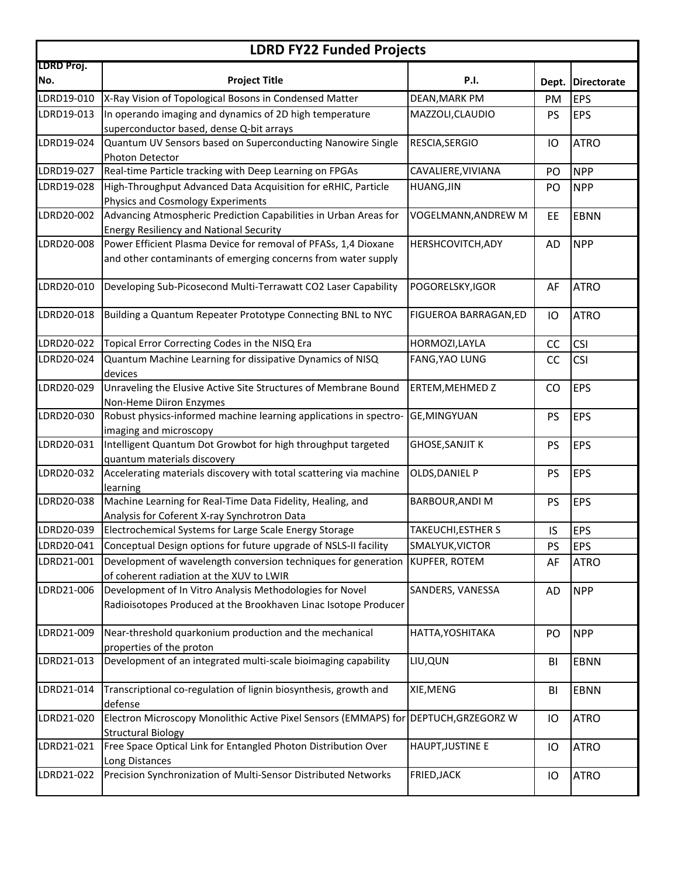# LDRD FY22 Funded Projects

| LDRD Proj. No. | Project Title | P.I. | Dept. | Directorate |
|---|---|---|---|---|
| LDRD19-010 | X-Ray Vision of Topological Bosons in Condensed Matter | DEAN,MARK PM | PM | EPS |
| LDRD19-013 | In operando imaging and dynamics of 2D high temperature superconductor based, dense Q-bit arrays | MAZZOLI,CLAUDIO | PS | EPS |
| LDRD19-024 | Quantum UV Sensors based on Superconducting Nanowire Single Photon Detector | RESCIA,SERGIO | IO | ATRO |
| LDRD19-027 | Real-time Particle tracking with Deep Learning on FPGAs | CAVALIERE,VIVIANA | PO | NPP |
| LDRD19-028 | High-Throughput Advanced Data Acquisition for eRHIC, Particle Physics and Cosmology Experiments | HUANG,JIN | PO | NPP |
| LDRD20-002 | Advancing Atmospheric Prediction Capabilities in Urban Areas for Energy Resiliency and National Security | VOGELMANN,ANDREW M | EE | EBNN |
| LDRD20-008 | Power Efficient Plasma Device for removal of PFASs, 1,4 Dioxane and other contaminants of emerging concerns from water supply | HERSHCOVITCH,ADY | AD | NPP |
| LDRD20-010 | Developing Sub-Picosecond Multi-Terrawatt CO2 Laser Capability | POGORELSKY,IGOR | AF | ATRO |
| LDRD20-018 | Building a Quantum Repeater Prototype Connecting BNL to NYC | FIGUEROA BARRAGAN,ED | IO | ATRO |
| LDRD20-022 | Topical Error Correcting Codes in the NISQ Era | HORMOZI,LAYLA | CC | CSI |
| LDRD20-024 | Quantum Machine Learning for dissipative Dynamics of NISQ devices | FANG,YAO LUNG | CC | CSI |
| LDRD20-029 | Unraveling the Elusive Active Site Structures of Membrane Bound Non-Heme Diiron Enzymes | ERTEM,MEHMED Z | CO | EPS |
| LDRD20-030 | Robust physics-informed machine learning applications in spectro-imaging and microscopy | GE,MINGYUAN | PS | EPS |
| LDRD20-031 | Intelligent Quantum Dot Growbot for high throughput targeted quantum materials discovery | GHOSE,SANJIT K | PS | EPS |
| LDRD20-032 | Accelerating materials discovery with total scattering via machine learning | OLDS,DANIEL P | PS | EPS |
| LDRD20-038 | Machine Learning for Real-Time Data Fidelity, Healing, and Analysis for Coferent X-ray Synchrotron Data | BARBOUR,ANDI M | PS | EPS |
| LDRD20-039 | Electrochemical Systems for Large Scale Energy Storage | TAKEUCHI,ESTHER S | IS | EPS |
| LDRD20-041 | Conceptual Design options for future upgrade of NSLS-II facility | SMALYUK,VICTOR | PS | EPS |
| LDRD21-001 | Development of wavelength conversion techniques for generation of coherent radiation at the XUV to LWIR | KUPFER, ROTEM | AF | ATRO |
| LDRD21-006 | Development of In Vitro Analysis Methodologies for Novel Radioisotopes Produced at the Brookhaven Linac Isotope Producer | SANDERS, VANESSA | AD | NPP |
| LDRD21-009 | Near-threshold quarkonium production and the mechanical properties of the proton | HATTA,YOSHITAKA | PO | NPP |
| LDRD21-013 | Development of an integrated multi-scale bioimaging capability | LIU,QUN | BI | EBNN |
| LDRD21-014 | Transcriptional co-regulation of lignin biosynthesis, growth and defense | XIE,MENG | BI | EBNN |
| LDRD21-020 | Electron Microscopy Monolithic Active Pixel Sensors (EMMAPS) for Structural Biology | DEPTUCH,GRZEGORZ W | IO | ATRO |
| LDRD21-021 | Free Space Optical Link for Entangled Photon Distribution Over Long Distances | HAUPT,JUSTINE E | IO | ATRO |
| LDRD21-022 | Precision Synchronization of Multi-Sensor Distributed Networks | FRIED,JACK | IO | ATRO |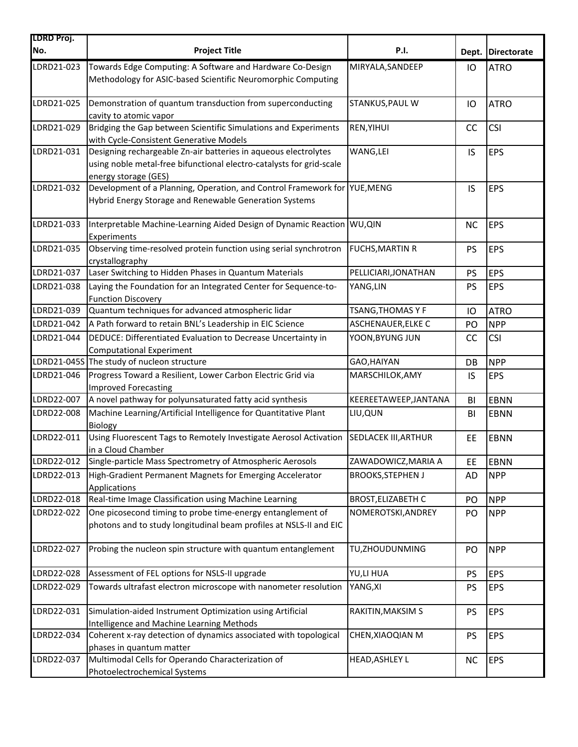| LDRD Proj. No. | Project Title | P.I. | Dept. | Directorate |
|---|---|---|---|---|
| LDRD21-023 | Towards Edge Computing: A Software and Hardware Co-Design Methodology for ASIC-based Scientific Neuromorphic Computing | MIRYALA,SANDEEP | IO | ATRO |
| LDRD21-025 | Demonstration of quantum transduction from superconducting cavity to atomic vapor | STANKUS,PAUL W | IO | ATRO |
| LDRD21-029 | Bridging the Gap between Scientific Simulations and Experiments with Cycle-Consistent Generative Models | REN,YIHUI | CC | CSI |
| LDRD21-031 | Designing rechargeable Zn-air batteries in aqueous electrolytes using noble metal-free bifunctional electro-catalysts for grid-scale energy storage (GES) | WANG,LEI | IS | EPS |
| LDRD21-032 | Development of a Planning, Operation, and Control Framework for Hybrid Energy Storage and Renewable Generation Systems | YUE,MENG | IS | EPS |
| LDRD21-033 | Interpretable Machine-Learning Aided Design of Dynamic Reaction Experiments | WU,QIN | NC | EPS |
| LDRD21-035 | Observing time-resolved protein function using serial synchrotron crystallography | FUCHS,MARTIN R | PS | EPS |
| LDRD21-037 | Laser Switching to Hidden Phases in Quantum Materials | PELLICIARI,JONATHAN | PS | EPS |
| LDRD21-038 | Laying the Foundation for an Integrated Center for Sequence-to-Function Discovery | YANG,LIN | PS | EPS |
| LDRD21-039 | Quantum techniques for advanced atmospheric lidar | TSANG,THOMAS Y F | IO | ATRO |
| LDRD21-042 | A Path forward to retain BNL's Leadership in EIC Science | ASCHENAUER,ELKE C | PO | NPP |
| LDRD21-044 | DEDUCE: Differentiated Evaluation to Decrease Uncertainty in Computational Experiment | YOON,BYUNG JUN | CC | CSI |
| LDRD21-045S | The study of nucleon structure | GAO,HAIYAN | DB | NPP |
| LDRD21-046 | Progress Toward a Resilient, Lower Carbon Electric Grid via Improved Forecasting | MARSCHILOK,AMY | IS | EPS |
| LDRD22-007 | A novel pathway for polyunsaturated fatty acid synthesis | KEEREETAWEEP,JANTANA | BI | EBNN |
| LDRD22-008 | Machine Learning/Artificial Intelligence for Quantitative Plant Biology | LIU,QUN | BI | EBNN |
| LDRD22-011 | Using Fluorescent Tags to Remotely Investigate Aerosol Activation in a Cloud Chamber | SEDLACEK III,ARTHUR | EE | EBNN |
| LDRD22-012 | Single-particle Mass Spectrometry of Atmospheric Aerosols | ZAWADOWICZ,MARIA A | EE | EBNN |
| LDRD22-013 | High-Gradient Permanent Magnets for Emerging Accelerator Applications | BROOKS,STEPHEN J | AD | NPP |
| LDRD22-018 | Real-time Image Classification using Machine Learning | BROST,ELIZABETH C | PO | NPP |
| LDRD22-022 | One picosecond timing to probe time-energy entanglement of photons and to study longitudinal beam profiles at NSLS-II and EIC | NOMEROTSKI,ANDREY | PO | NPP |
| LDRD22-027 | Probing the nucleon spin structure with quantum entanglement | TU,ZHOUDUNMING | PO | NPP |
| LDRD22-028 | Assessment of FEL options for NSLS-II upgrade | YU,LI HUA | PS | EPS |
| LDRD22-029 | Towards ultrafast electron microscope with nanometer resolution | YANG,XI | PS | EPS |
| LDRD22-031 | Simulation-aided Instrument Optimization using Artificial Intelligence and Machine Learning Methods | RAKITIN,MAKSIM S | PS | EPS |
| LDRD22-034 | Coherent x-ray detection of dynamics associated with topological phases in quantum matter | CHEN,XIAOQIAN M | PS | EPS |
| LDRD22-037 | Multimodal Cells for Operando Characterization of Photoelectrochemical Systems | HEAD,ASHLEY L | NC | EPS |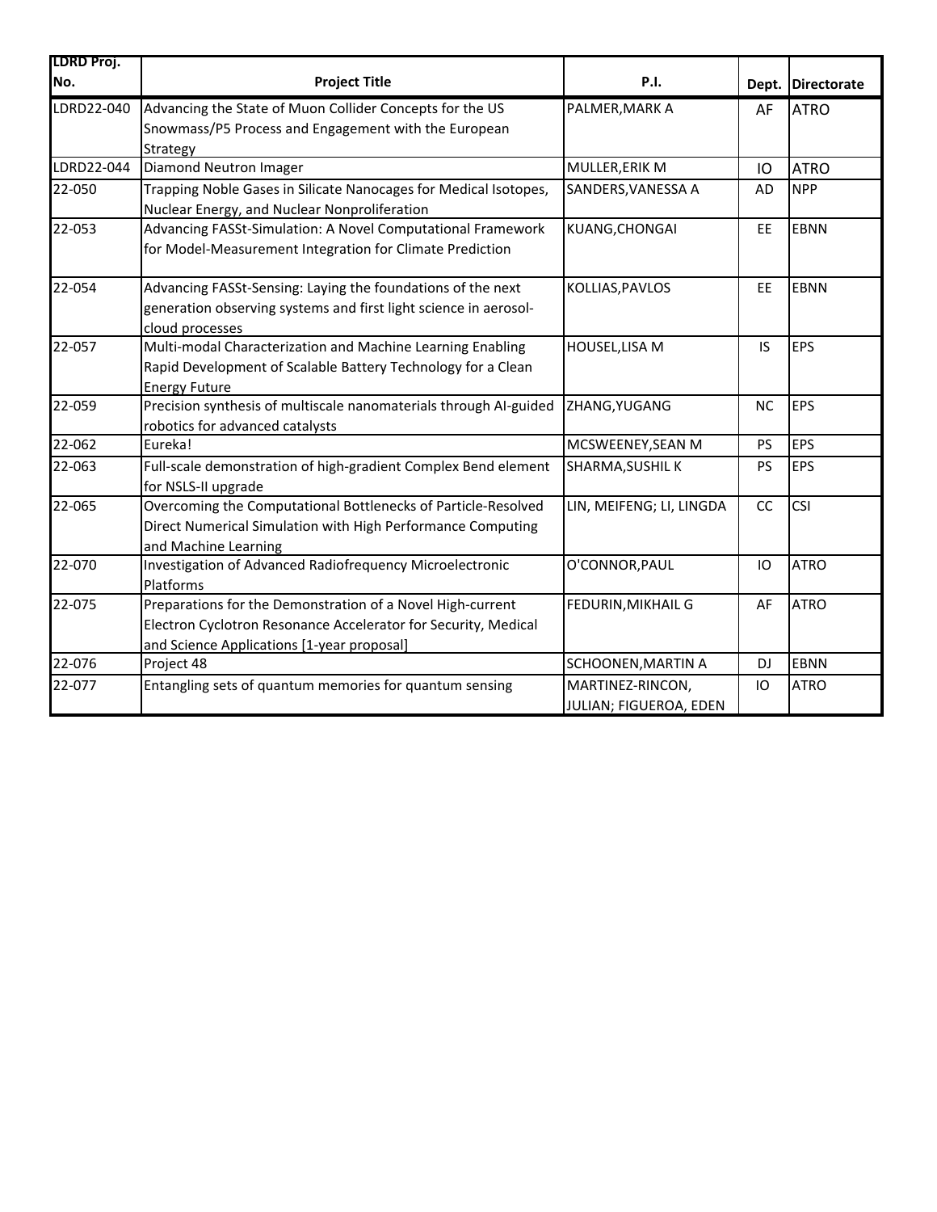| LDRD Proj. No. | Project Title | P.I. | Dept. | Directorate |
|---|---|---|---|---|
| LDRD22-040 | Advancing the State of Muon Collider Concepts for the US Snowmass/P5 Process and Engagement with the European Strategy | PALMER,MARK A | AF | ATRO |
| LDRD22-044 | Diamond Neutron Imager | MULLER,ERIK M | IO | ATRO |
| 22-050 | Trapping Noble Gases in Silicate Nanocages for Medical Isotopes, Nuclear Energy, and Nuclear Nonproliferation | SANDERS,VANESSA A | AD | NPP |
| 22-053 | Advancing FASSt-Simulation: A Novel Computational Framework for Model-Measurement Integration for Climate Prediction | KUANG,CHONGAI | EE | EBNN |
| 22-054 | Advancing FASSt-Sensing: Laying the foundations of the next generation observing systems and first light science in aerosol-cloud processes | KOLLIAS,PAVLOS | EE | EBNN |
| 22-057 | Multi-modal Characterization and Machine Learning Enabling Rapid Development of Scalable Battery Technology for a Clean Energy Future | HOUSEL,LISA M | IS | EPS |
| 22-059 | Precision synthesis of multiscale nanomaterials through AI-guided robotics for advanced catalysts | ZHANG,YUGANG | NC | EPS |
| 22-062 | Eureka! | MCSWEENEY,SEAN M | PS | EPS |
| 22-063 | Full-scale demonstration of high-gradient Complex Bend element for NSLS-II upgrade | SHARMA,SUSHIL K | PS | EPS |
| 22-065 | Overcoming the Computational Bottlenecks of Particle-Resolved Direct Numerical Simulation with High Performance Computing and Machine Learning | LIN, MEIFENG; LI, LINGDA | CC | CSI |
| 22-070 | Investigation of Advanced Radiofrequency Microelectronic Platforms | O'CONNOR,PAUL | IO | ATRO |
| 22-075 | Preparations for the Demonstration of a Novel High-current Electron Cyclotron Resonance Accelerator for Security, Medical and Science Applications [1-year proposal] | FEDURIN,MIKHAIL G | AF | ATRO |
| 22-076 | Project 48 | SCHOONEN,MARTIN A | DJ | EBNN |
| 22-077 | Entangling sets of quantum memories for quantum sensing | MARTINEZ-RINCON, JULIAN; FIGUEROA, EDEN | IO | ATRO |